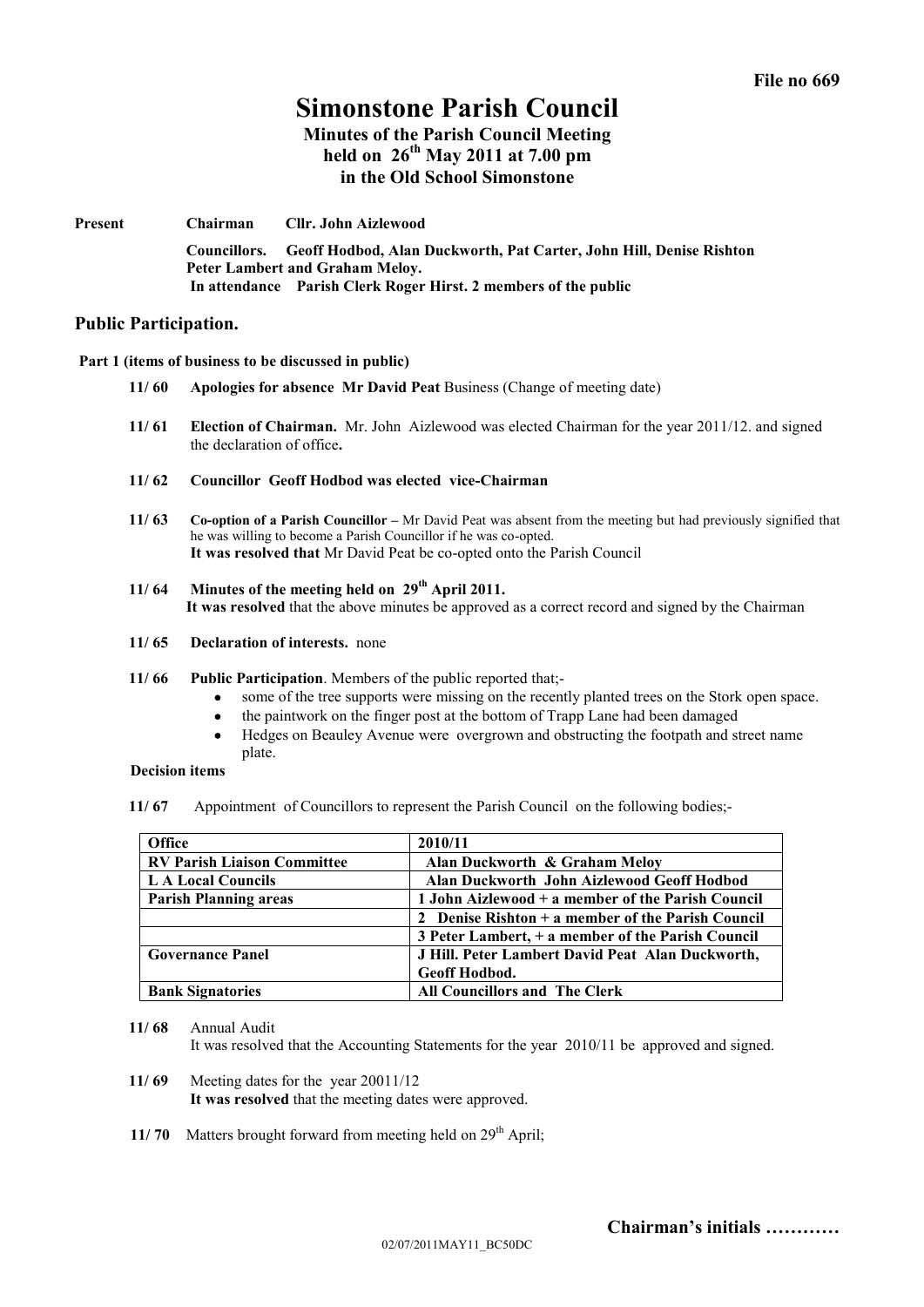File no 669

# Simonstone Parish Council

## Minutes of the Parish Council Meeting held on 26th May 2011 at 7.00 pm in the Old School Simonstone

**Present** **Chairman** **Cllr. John Aizlewood**

**Councillors.** **Geoff Hodbod, Alan Duckworth, Pat Carter, John Hill, Denise Rishton Peter Lambert and Graham Meloy.**

**In attendance Parish Clerk Roger Hirst. 2 members of the public**

## Public Participation.

**Part 1 (items of business to be discussed in public)**

**11/ 60** **Apologies for absence Mr David Peat** Business (Change of meeting date)

**11/ 61** **Election of Chairman.** Mr. John Aizlewood was elected Chairman for the year 2011/12. and signed the declaration of office**.**

**11/ 62** **Councillor Geoff Hodbod was elected vice-Chairman**

**11/ 63** **Co-option of a Parish Councillor –** Mr David Peat was absent from the meeting but had previously signified that he was willing to become a Parish Councillor if he was co-opted.
**It was resolved that** Mr David Peat be co-opted onto the Parish Council

**11/ 64** **Minutes of the meeting held on 29th April 2011.**
**It was resolved** that the above minutes be approved as a correct record and signed by the Chairman

**11/ 65** **Declaration of interests.** none

**11/ 66** **Public Participation**. Members of the public reported that;-

- some of the tree supports were missing on the recently planted trees on the Stork open space.
- the paintwork on the finger post at the bottom of Trapp Lane had been damaged
- Hedges on Beauley Avenue were overgrown and obstructing the footpath and street name plate.

**Decision items**

**11/ 67** Appointment of Councillors to represent the Parish Council on the following bodies;-

| Office | 2010/11 |
|---|---|
| **RV Parish Liaison Committee** | **Alan Duckworth & Graham Meloy** |
| **L A Local Councils** | **Alan Duckworth John Aizlewood Geoff Hodbod** |
| **Parish Planning areas** | **1 John Aizlewood + a member of the Parish Council** |
| | **2 Denise Rishton + a member of the Parish Council** |
| | **3 Peter Lambert, + a member of the Parish Council** |
| **Governance Panel** | **J Hill. Peter Lambert David Peat Alan Duckworth, Geoff Hodbod.** |
| **Bank Signatories** | **All Councillors and The Clerk** |

**11/ 68** Annual Audit
It was resolved that the Accounting Statements for the year 2010/11 be approved and signed.

**11/ 69** Meeting dates for the year 20011/12
**It was resolved** that the meeting dates were approved.

**11/ 70** Matters brought forward from meeting held on 29th April;

**Chairman's initials …………**

02/07/2011MAY11_BC50DC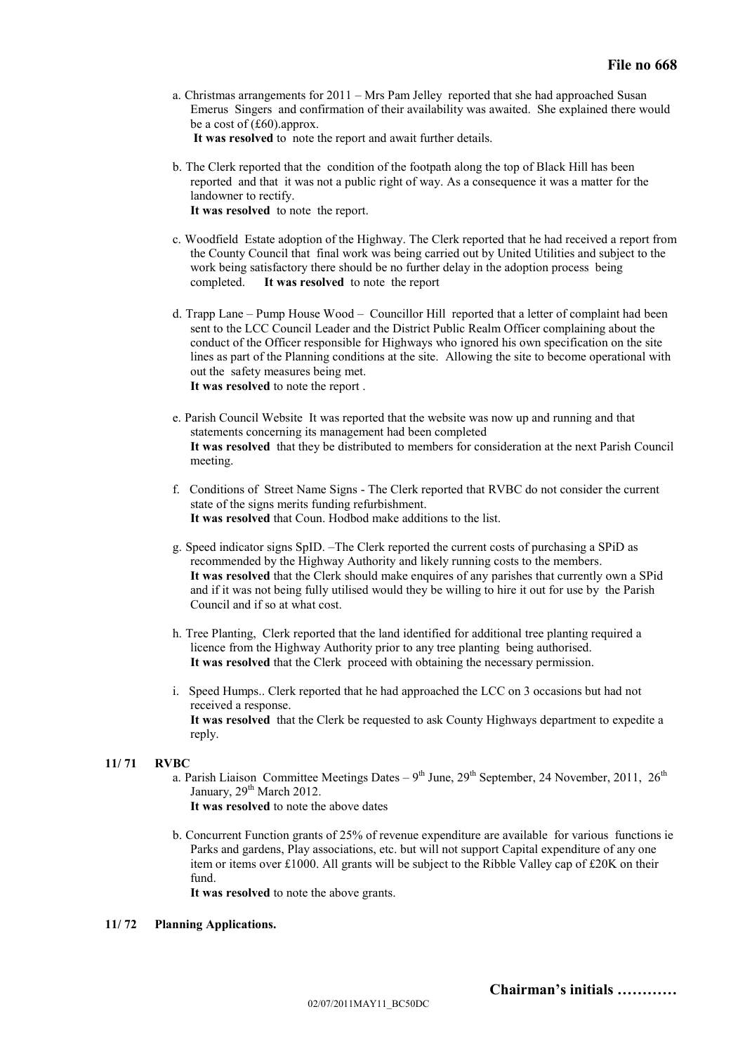a. Christmas arrangements for 2011 – Mrs Pam Jelley reported that she had approached Susan Emerus Singers and confirmation of their availability was awaited. She explained there would be a cost of (£60).approx.
**It was resolved** to note the report and await further details.

b. The Clerk reported that the condition of the footpath along the top of Black Hill has been reported and that it was not a public right of way. As a consequence it was a matter for the landowner to rectify.
**It was resolved** to note the report.

c. Woodfield Estate adoption of the Highway. The Clerk reported that he had received a report from the County Council that final work was being carried out by United Utilities and subject to the work being satisfactory there should be no further delay in the adoption process being completed. **It was resolved** to note the report

d. Trapp Lane – Pump House Wood – Councillor Hill reported that a letter of complaint had been sent to the LCC Council Leader and the District Public Realm Officer complaining about the conduct of the Officer responsible for Highways who ignored his own specification on the site lines as part of the Planning conditions at the site. Allowing the site to become operational with out the safety measures being met.
**It was resolved** to note the report .

e. Parish Council Website It was reported that the website was now up and running and that statements concerning its management had been completed
**It was resolved** that they be distributed to members for consideration at the next Parish Council meeting.

f. Conditions of Street Name Signs - The Clerk reported that RVBC do not consider the current state of the signs merits funding refurbishment.
**It was resolved** that Coun. Hodbod make additions to the list.

g. Speed indicator signs SpID. –The Clerk reported the current costs of purchasing a SPiD as recommended by the Highway Authority and likely running costs to the members.
**It was resolved** that the Clerk should make enquires of any parishes that currently own a SPid and if it was not being fully utilised would they be willing to hire it out for use by the Parish Council and if so at what cost.

h. Tree Planting, Clerk reported that the land identified for additional tree planting required a licence from the Highway Authority prior to any tree planting being authorised.
**It was resolved** that the Clerk proceed with obtaining the necessary permission.

i. Speed Humps.. Clerk reported that he had approached the LCC on 3 occasions but had not received a response.
**It was resolved** that the Clerk be requested to ask County Highways department to expedite a reply.

**11/ 71 RVBC**

a. Parish Liaison Committee Meetings Dates – 9th June, 29th September, 24 November, 2011, 26th January, 29th March 2012.
**It was resolved** to note the above dates

b. Concurrent Function grants of 25% of revenue expenditure are available for various functions ie Parks and gardens, Play associations, etc. but will not support Capital expenditure of any one item or items over £1000. All grants will be subject to the Ribble Valley cap of £20K on their fund.
**It was resolved** to note the above grants.

**11/ 72 Planning Applications.**

**Chairman's initials …………**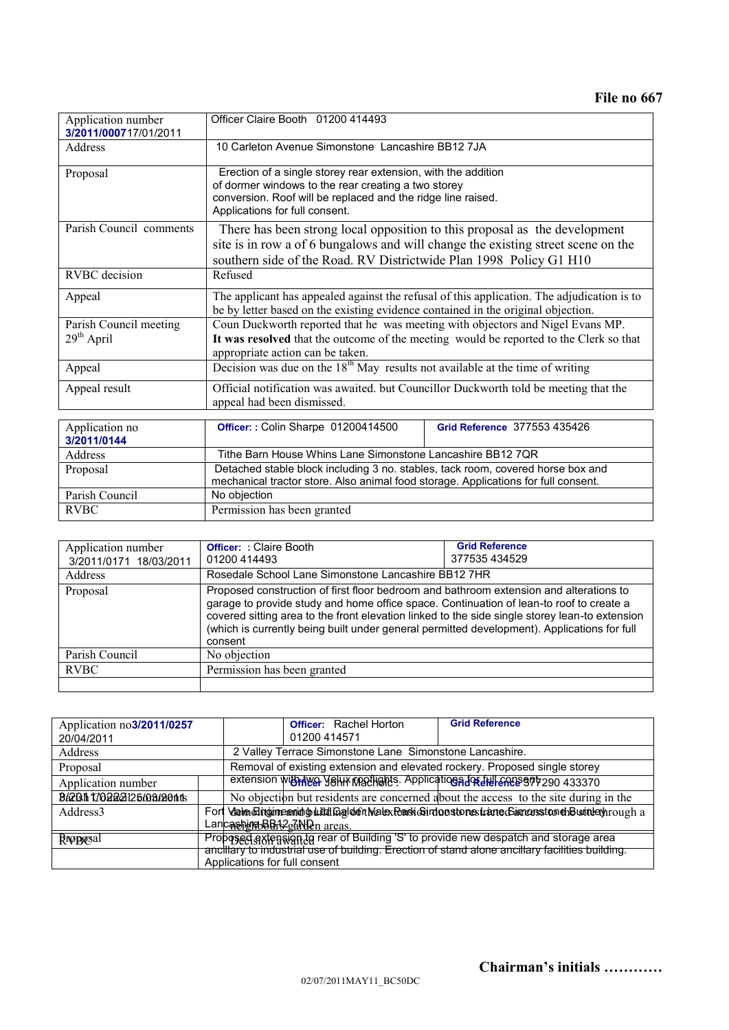**File no 667**

| Application number 3/2011/0007 17/01/2011 | Officer Claire Booth 01200 414493 |
|---|---|
| Address | 10 Carleton Avenue Simonstone Lancashire BB12 7JA |
| Proposal | Erection of a single storey rear extension, with the addition of dormer windows to the rear creating a two storey conversion. Roof will be replaced and the ridge line raised. Applications for full consent. |
| Parish Council comments | There has been strong local opposition to this proposal as the development site is in row a of 6 bungalows and will change the existing street scene on the southern side of the Road. RV Districtwide Plan 1998 Policy G1 H10 |
| RVBC decision | Refused |
| Appeal | The applicant has appealed against the refusal of this application. The adjudication is to be by letter based on the existing evidence contained in the original objection. |
| Parish Council meeting 29th April | Coun Duckworth reported that he was meeting with objectors and Nigel Evans MP. **It was resolved** that the outcome of the meeting would be reported to the Clerk so that appropriate action can be taken. |
| Appeal | Decision was due on the 18th May results not available at the time of writing |
| Appeal result | Official notification was awaited. but Councillor Duckworth told be meeting that the appeal had been dismissed. |

| Application no 3/2011/0144 | Officer: : Colin Sharpe 01200414500 | Grid Reference 377553 435426 |
|---|---|---|
| Address | Tithe Barn House Whins Lane Simonstone Lancashire BB12 7QR | |
| Proposal | Detached stable block including 3 no. stables, tack room, covered horse box and mechanical tractor store. Also animal food storage. Applications for full consent. | |
| Parish Council | No objection | |
| RVBC | Permission has been granted | |

| Application number 3/2011/0171 18/03/2011 | Officer: : Claire Booth 01200 414493 | Grid Reference 377535 434529 |
|---|---|---|
| Address | Rosedale School Lane Simonstone Lancashire BB12 7HR | |
| Proposal | Proposed construction of first floor bedroom and bathroom extension and alterations to garage to provide study and home office space. Continuation of lean-to roof to create a covered sitting area to the front elevation linked to the side single storey lean-to extension (which is currently being built under general permitted development). Applications for full consent | |
| Parish Council | No objection | |
| RVBC | Permission has been granted | |
| | | |

| Application no 3/2011/0257 20/04/2011 | Officer: Rachel Horton 01200 414571 | Grid Reference |
|---|---|---|
| Address | 2 Valley Terrace Simonstone Lane Simonstone Lancashire. | |
| Proposal | Removal of existing extension and elevated rockery. Proposed single storey extension with two Velux rooflights. Applications for full consent. | |
| Parish Council | No objection but residents are concerned about the access to the site during in the construction of the extension as the access to the site is through a neighbours garden areas. | |
| RVBC | Decision awaited | |

| Application number 3/2011/0222 25/03/2011 | Officer: John Macholc | Grid Reference 377290 433370 |
|---|---|---|
| Address | Fort Vale Engineering Ltd Calder Vale Park Simonstone Lane Simonstone Burnley Lancashire BB12 7ND | |
| Proposal | Proposed extension to rear of Building 'S' to provide new despatch and storage area ancillary to industrial use of building. Erection of stand alone ancillary facilities building. Applications for full consent | |

**Chairman's initials …………**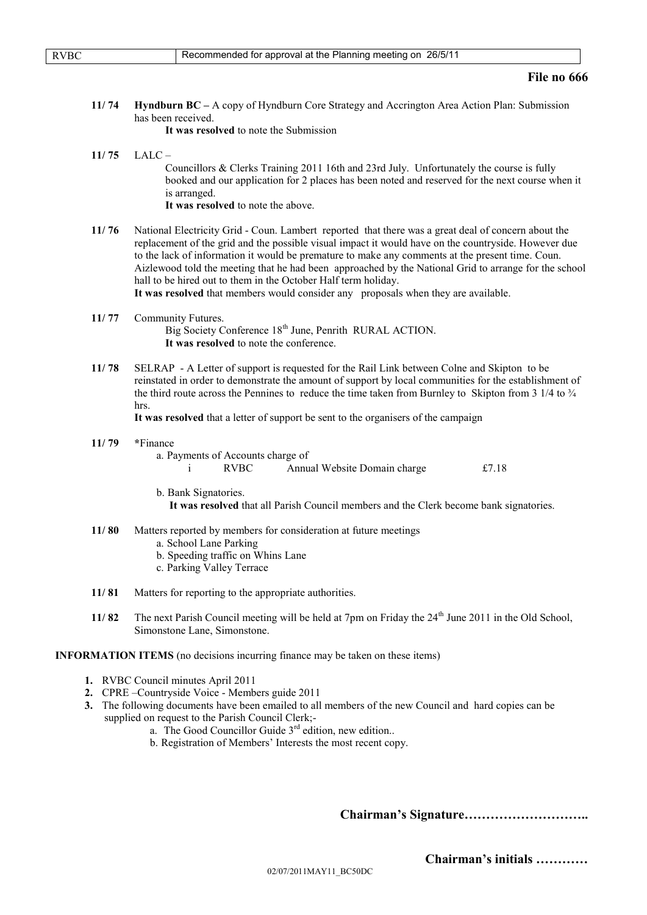| RVBC | Recommended for approval at the Planning meeting on 26/5/11 |
| --- | --- |

**File no 666**

**11/ 74** **Hyndburn BC –** A copy of Hyndburn Core Strategy and Accrington Area Action Plan: Submission has been received.

**It was resolved** to note the Submission

**11/ 75** LALC –

Councillors & Clerks Training 2011 16th and 23rd July. Unfortunately the course is fully booked and our application for 2 places has been noted and reserved for the next course when it is arranged.

**It was resolved** to note the above.

**11/ 76** National Electricity Grid - Coun. Lambert reported that there was a great deal of concern about the replacement of the grid and the possible visual impact it would have on the countryside. However due to the lack of information it would be premature to make any comments at the present time. Coun. Aizlewood told the meeting that he had been approached by the National Grid to arrange for the school hall to be hired out to them in the October Half term holiday.

**It was resolved** that members would consider any proposals when they are available.

**11/ 77** Community Futures.

Big Society Conference 18th June, Penrith RURAL ACTION.

**It was resolved** to note the conference.

**11/ 78** SELRAP - A Letter of support is requested for the Rail Link between Colne and Skipton to be reinstated in order to demonstrate the amount of support by local communities for the establishment of the third route across the Pennines to reduce the time taken from Burnley to Skipton from 3 1/4 to ¾ hrs.

**It was resolved** that a letter of support be sent to the organisers of the campaign

**11/ 79** *Finance

a. Payments of Accounts charge of

| | | | |
| --- | --- | --- | --- |
| i | RVBC | Annual Website Domain charge | £7.18 |

b. Bank Signatories.

**It was resolved** that all Parish Council members and the Clerk become bank signatories.

**11/ 80** Matters reported by members for consideration at future meetings

a. School Lane Parking
b. Speeding traffic on Whins Lane
c. Parking Valley Terrace

**11/ 81** Matters for reporting to the appropriate authorities.

**11/ 82** The next Parish Council meeting will be held at 7pm on Friday the 24th June 2011 in the Old School, Simonstone Lane, Simonstone.

**INFORMATION ITEMS** (no decisions incurring finance may be taken on these items)

1. RVBC Council minutes April 2011
2. CPRE –Countryside Voice - Members guide 2011
3. The following documents have been emailed to all members of the new Council and hard copies can be supplied on request to the Parish Council Clerk;-
   a. The Good Councillor Guide 3rd edition, new edition..
   b. Registration of Members' Interests the most recent copy.

**Chairman's Signature………………………..**

**Chairman's initials …………**

02/07/2011MAY11_BC50DC